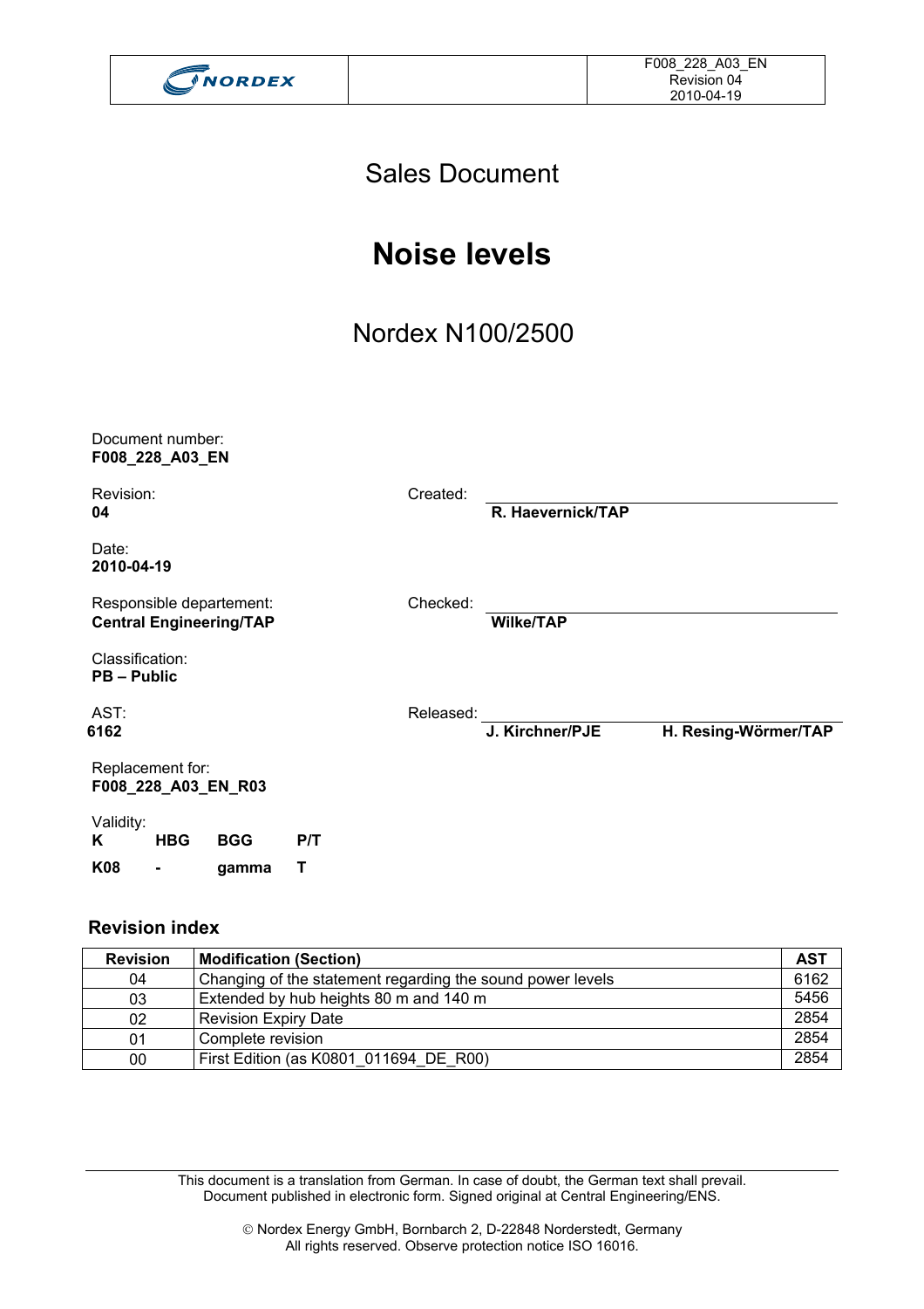Sales Document

# Noise levels

## Nordex N100/2500

Document number:
**F008_228_A03_EN**

Revision:
**04**

Created:
**R. Haevernick/TAP**

Date:
**2010-04-19**

Responsible departement:
**Central Engineering/TAP**

Checked:
**Wilke/TAP**

Classification:
**PB – Public**

AST:
**6162**

Released:
**J. Kirchner/PJE** **H. Resing-Wörmer/TAP**

Replacement for:
**F008_228_A03_EN_R03**

Validity:

| K | HBG | BGG | P/T |
|---|---|---|---|
| K08 | - | gamma | T |

### Revision index

| Revision | Modification (Section) | AST |
|---|---|---|
| 04 | Changing of the statement regarding the sound power levels | 6162 |
| 03 | Extended by hub heights 80 m and 140 m | 5456 |
| 02 | Revision Expiry Date | 2854 |
| 01 | Complete revision | 2854 |
| 00 | First Edition (as K0801_011694_DE_R00) | 2854 |

This document is a translation from German. In case of doubt, the German text shall prevail.
Document published in electronic form. Signed original at Central Engineering/ENS.

© Nordex Energy GmbH, Bornbarch 2, D-22848 Norderstedt, Germany
All rights reserved. Observe protection notice ISO 16016.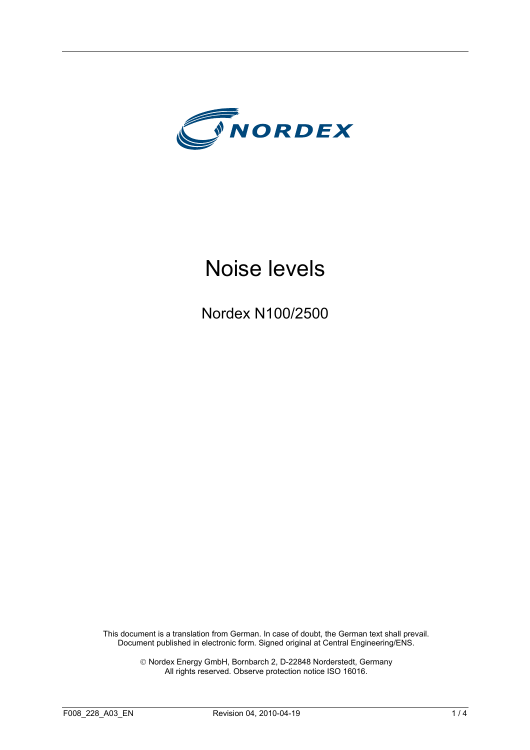# Noise levels

Nordex N100/2500

This document is a translation from German. In case of doubt, the German text shall prevail.
Document published in electronic form. Signed original at Central Engineering/ENS.

© Nordex Energy GmbH, Bornbarch 2, D-22848 Norderstedt, Germany
All rights reserved. Observe protection notice ISO 16016.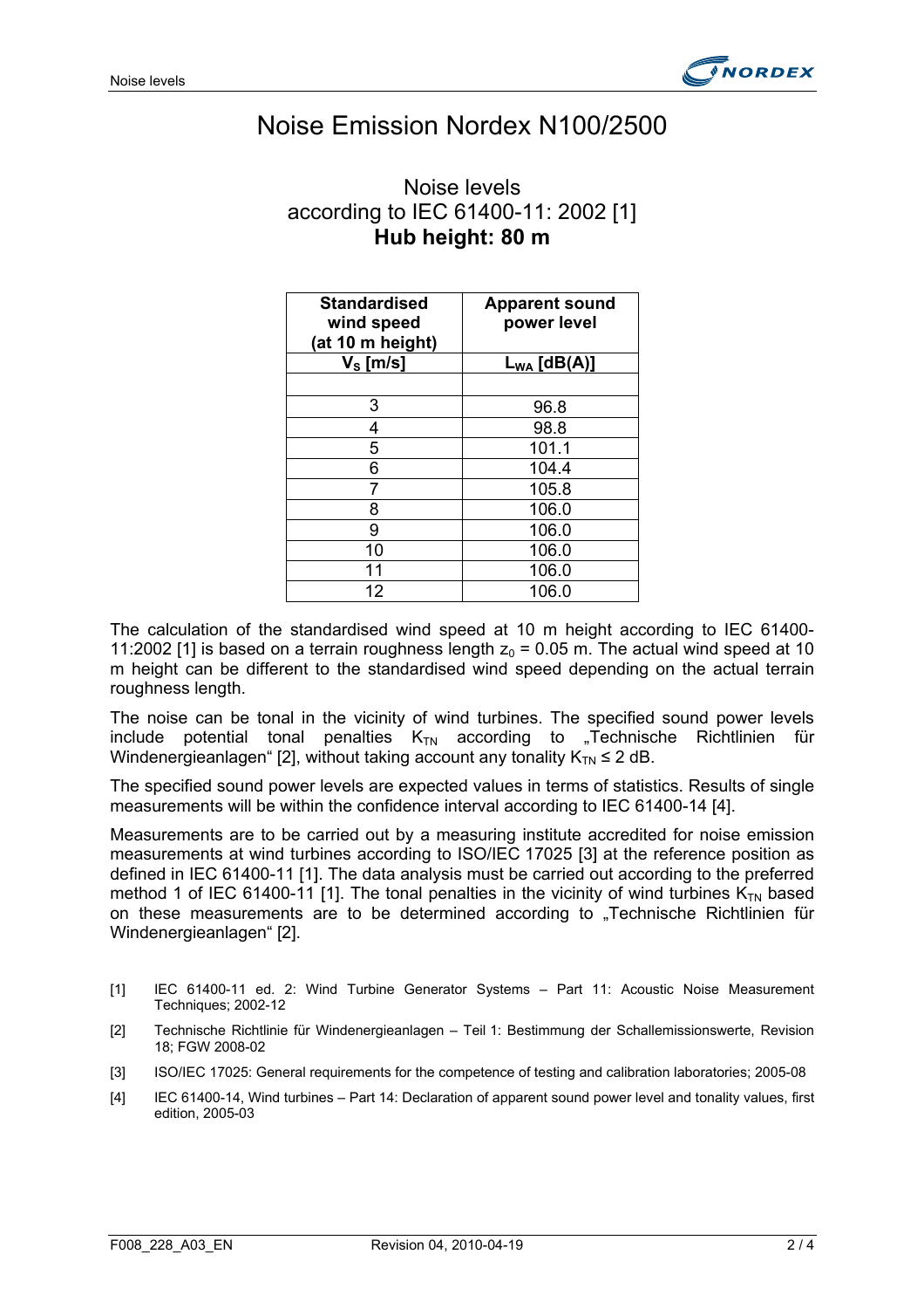# Noise Emission Nordex N100/2500

## Noise levels
## according to IEC 61400-11: 2002 [1]
## **Hub height: 80 m**

| **Standardised wind speed (at 10 m height)** | **Apparent sound power level** |
|---|---|
| **$V_S$ [m/s]** | **$L_{WA}$ [dB(A)]** |
| | |
| 3 | 96.8 |
| 4 | 98.8 |
| 5 | 101.1 |
| 6 | 104.4 |
| 7 | 105.8 |
| 8 | 106.0 |
| 9 | 106.0 |
| 10 | 106.0 |
| 11 | 106.0 |
| 12 | 106.0 |

The calculation of the standardised wind speed at 10 m height according to IEC 61400-11:2002 [1] is based on a terrain roughness length $z_0 = 0.05$ m. The actual wind speed at 10 m height can be different to the standardised wind speed depending on the actual terrain roughness length.

The noise can be tonal in the vicinity of wind turbines. The specified sound power levels include potential tonal penalties $K_{TN}$ according to „Technische Richtlinien für Windenergieanlagen“ [2], without taking account any tonality $K_{TN} \leq 2$ dB.

The specified sound power levels are expected values in terms of statistics. Results of single measurements will be within the confidence interval according to IEC 61400-14 [4].

Measurements are to be carried out by a measuring institute accredited for noise emission measurements at wind turbines according to ISO/IEC 17025 [3] at the reference position as defined in IEC 61400-11 [1]. The data analysis must be carried out according to the preferred method 1 of IEC 61400-11 [1]. The tonal penalties in the vicinity of wind turbines $K_{TN}$ based on these measurements are to be determined according to „Technische Richtlinien für Windenergieanlagen“ [2].

[1] IEC 61400-11 ed. 2: Wind Turbine Generator Systems – Part 11: Acoustic Noise Measurement Techniques; 2002-12

[2] Technische Richtlinie für Windenergieanlagen – Teil 1: Bestimmung der Schallemissionswerte, Revision 18; FGW 2008-02

[3] ISO/IEC 17025: General requirements for the competence of testing and calibration laboratories; 2005-08

[4] IEC 61400-14, Wind turbines – Part 14: Declaration of apparent sound power level and tonality values, first edition, 2005-03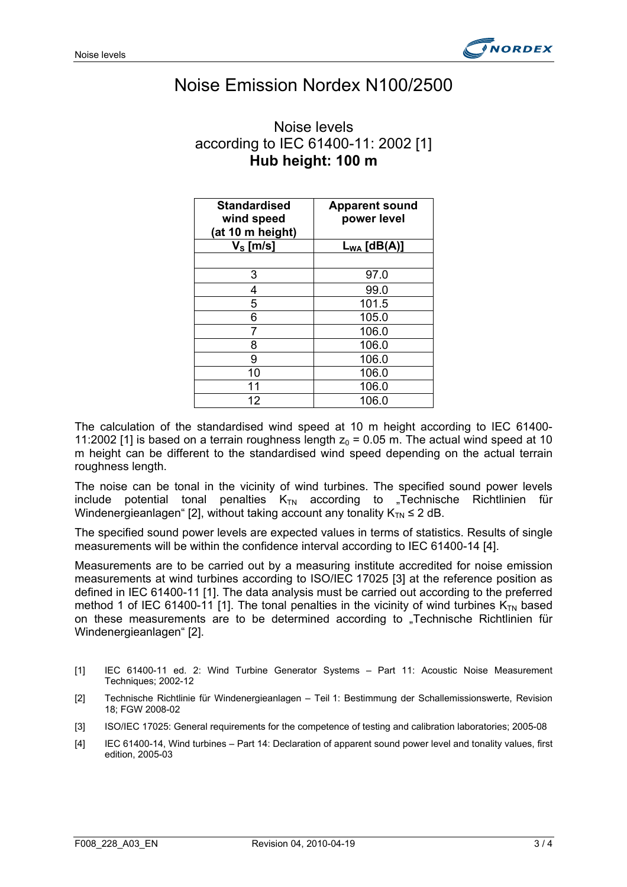# Noise Emission Nordex N100/2500

## Noise levels according to IEC 61400-11: 2002 [1] **Hub height: 100 m**

| Standardised wind speed (at 10 m height) | Apparent sound power level |
|---|---|
| $V_S$ [m/s] | $L_{WA}$ [dB(A)] |
| | |
| 3 | 97.0 |
| 4 | 99.0 |
| 5 | 101.5 |
| 6 | 105.0 |
| 7 | 106.0 |
| 8 | 106.0 |
| 9 | 106.0 |
| 10 | 106.0 |
| 11 | 106.0 |
| 12 | 106.0 |

The calculation of the standardised wind speed at 10 m height according to IEC 61400-11:2002 [1] is based on a terrain roughness length $z_0 = 0.05$ m. The actual wind speed at 10 m height can be different to the standardised wind speed depending on the actual terrain roughness length.

The noise can be tonal in the vicinity of wind turbines. The specified sound power levels include potential tonal penalties $K_{TN}$ according to „Technische Richtlinien für Windenergieanlagen" [2], without taking account any tonality $K_{TN} \leq 2$ dB.

The specified sound power levels are expected values in terms of statistics. Results of single measurements will be within the confidence interval according to IEC 61400-14 [4].

Measurements are to be carried out by a measuring institute accredited for noise emission measurements at wind turbines according to ISO/IEC 17025 [3] at the reference position as defined in IEC 61400-11 [1]. The data analysis must be carried out according to the preferred method 1 of IEC 61400-11 [1]. The tonal penalties in the vicinity of wind turbines $K_{TN}$ based on these measurements are to be determined according to „Technische Richtlinien für Windenergieanlagen" [2].

[1] IEC 61400-11 ed. 2: Wind Turbine Generator Systems – Part 11: Acoustic Noise Measurement Techniques; 2002-12

[2] Technische Richtlinie für Windenergieanlagen – Teil 1: Bestimmung der Schallemissionswerte, Revision 18; FGW 2008-02

[3] ISO/IEC 17025: General requirements for the competence of testing and calibration laboratories; 2005-08

[4] IEC 61400-14, Wind turbines – Part 14: Declaration of apparent sound power level and tonality values, first edition, 2005-03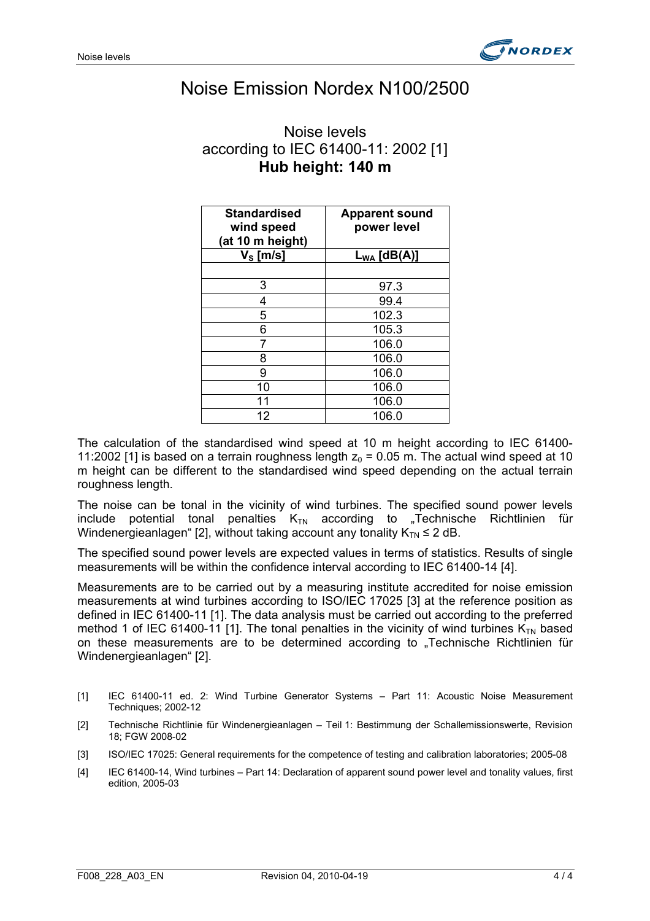# Noise Emission Nordex N100/2500

## Noise levels according to IEC 61400-11: 2002 [1]
## **Hub height: 140 m**

| **Standardised wind speed (at 10 m height)** | **Apparent sound power level** |
|---|---|
| **$V_S$ [m/s]** | **$L_{WA}$ [dB(A)]** |
| | |
| 3 | 97.3 |
| 4 | 99.4 |
| 5 | 102.3 |
| 6 | 105.3 |
| 7 | 106.0 |
| 8 | 106.0 |
| 9 | 106.0 |
| 10 | 106.0 |
| 11 | 106.0 |
| 12 | 106.0 |

The calculation of the standardised wind speed at 10 m height according to IEC 61400-11:2002 [1] is based on a terrain roughness length $z_0$ = 0.05 m. The actual wind speed at 10 m height can be different to the standardised wind speed depending on the actual terrain roughness length.

The noise can be tonal in the vicinity of wind turbines. The specified sound power levels include potential tonal penalties $K_{TN}$ according to „Technische Richtlinien für Windenergieanlagen" [2], without taking account any tonality $K_{TN} \leq 2$ dB.

The specified sound power levels are expected values in terms of statistics. Results of single measurements will be within the confidence interval according to IEC 61400-14 [4].

Measurements are to be carried out by a measuring institute accredited for noise emission measurements at wind turbines according to ISO/IEC 17025 [3] at the reference position as defined in IEC 61400-11 [1]. The data analysis must be carried out according to the preferred method 1 of IEC 61400-11 [1]. The tonal penalties in the vicinity of wind turbines $K_{TN}$ based on these measurements are to be determined according to „Technische Richtlinien für Windenergieanlagen" [2].

[1] IEC 61400-11 ed. 2: Wind Turbine Generator Systems – Part 11: Acoustic Noise Measurement Techniques; 2002-12

[2] Technische Richtlinie für Windenergieanlagen – Teil 1: Bestimmung der Schallemissionswerte, Revision 18; FGW 2008-02

[3] ISO/IEC 17025: General requirements for the competence of testing and calibration laboratories; 2005-08

[4] IEC 61400-14, Wind turbines – Part 14: Declaration of apparent sound power level and tonality values, first edition, 2005-03